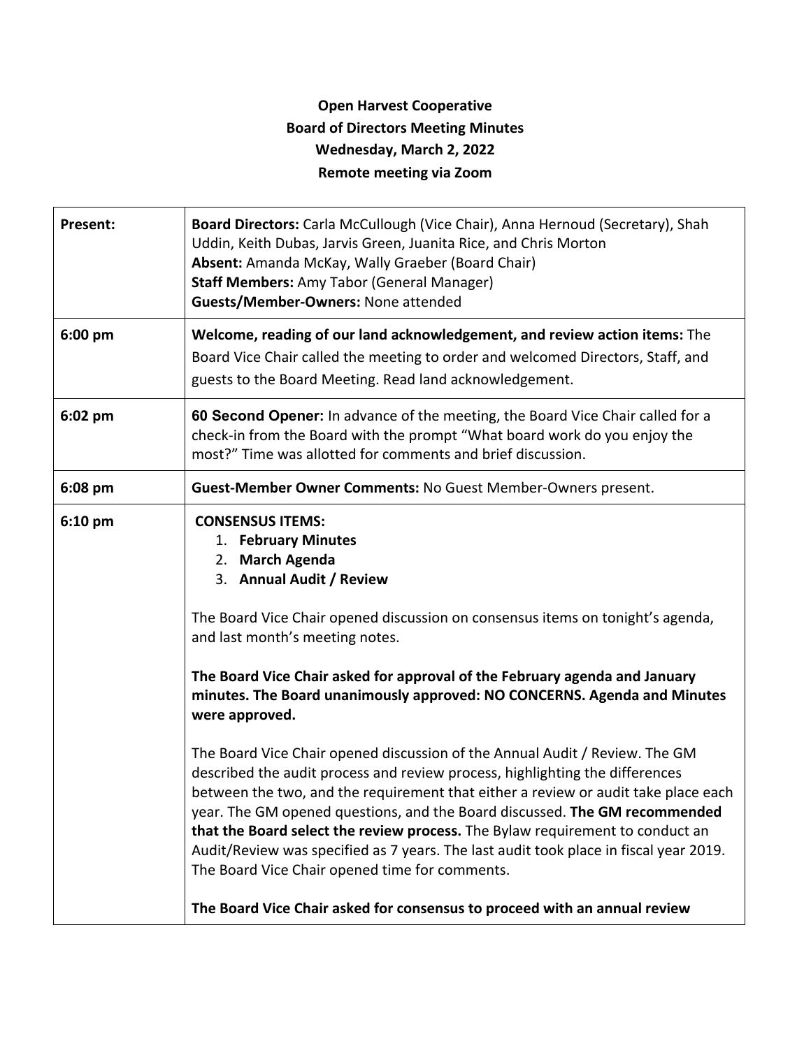**Open Harvest Cooperative**
**Board of Directors Meeting Minutes**
**Wednesday, March 2, 2022**
**Remote meeting via Zoom**

| | |
|---|---|
| **Present:** | **Board Directors:** Carla McCullough (Vice Chair), Anna Hernoud (Secretary), Shah Uddin, Keith Dubas, Jarvis Green, Juanita Rice, and Chris Morton<br>**Absent:** Amanda McKay, Wally Graeber (Board Chair)<br>**Staff Members:** Amy Tabor (General Manager)<br>**Guests/Member-Owners:** None attended |
| 6:00 pm | **Welcome, reading of our land acknowledgement, and review action items:** The Board Vice Chair called the meeting to order and welcomed Directors, Staff, and guests to the Board Meeting. Read land acknowledgement. |
| 6:02 pm | **60 Second Opener:** In advance of the meeting, the Board Vice Chair called for a check-in from the Board with the prompt "What board work do you enjoy the most?" Time was allotted for comments and brief discussion. |
| 6:08 pm | **Guest-Member Owner Comments:** No Guest Member-Owners present. |
| 6:10 pm | **CONSENSUS ITEMS:**<br>1. **February Minutes**<br>2. **March Agenda**<br>3. **Annual Audit / Review**<br><br>The Board Vice Chair opened discussion on consensus items on tonight's agenda, and last month's meeting notes.<br><br>**The Board Vice Chair asked for approval of the February agenda and January minutes. The Board unanimously approved: NO CONCERNS. Agenda and Minutes were approved.**<br><br>The Board Vice Chair opened discussion of the Annual Audit / Review. The GM described the audit process and review process, highlighting the differences between the two, and the requirement that either a review or audit take place each year. The GM opened questions, and the Board discussed. **The GM recommended that the Board select the review process.** The Bylaw requirement to conduct an Audit/Review was specified as 7 years. The last audit took place in fiscal year 2019. The Board Vice Chair opened time for comments.<br><br>**The Board Vice Chair asked for consensus to proceed with an annual review** |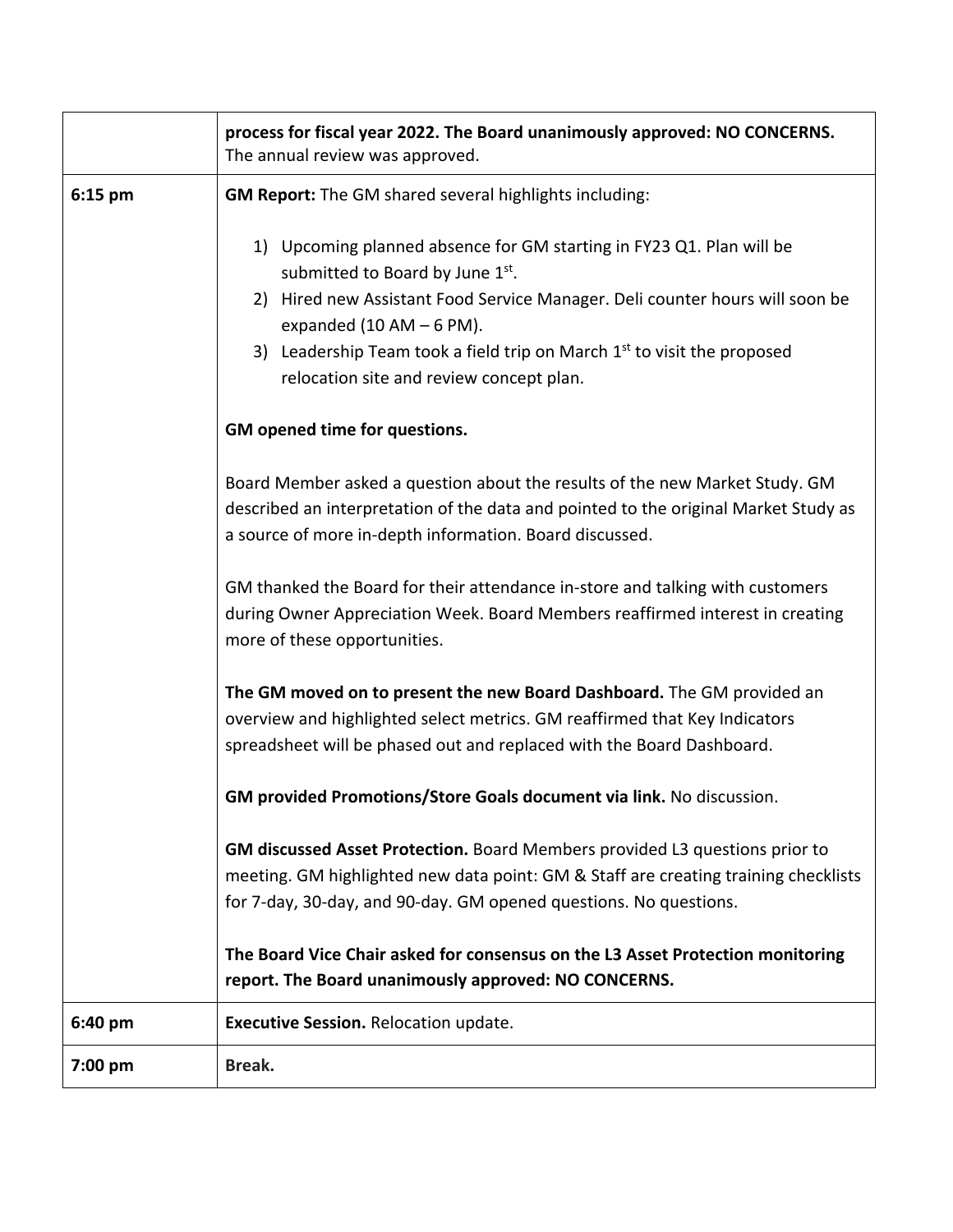| | |
|---|---|
| | **process for fiscal year 2022. The Board unanimously approved: NO CONCERNS.** The annual review was approved. |
| 6:15 pm | **GM Report:** The GM shared several highlights including:<br><br>1) Upcoming planned absence for GM starting in FY23 Q1. Plan will be submitted to Board by June 1st.<br>2) Hired new Assistant Food Service Manager. Deli counter hours will soon be expanded (10 AM – 6 PM).<br>3) Leadership Team took a field trip on March 1st to visit the proposed relocation site and review concept plan.<br><br>**GM opened time for questions.**<br><br>Board Member asked a question about the results of the new Market Study. GM described an interpretation of the data and pointed to the original Market Study as a source of more in-depth information. Board discussed.<br><br>GM thanked the Board for their attendance in-store and talking with customers during Owner Appreciation Week. Board Members reaffirmed interest in creating more of these opportunities.<br><br>**The GM moved on to present the new Board Dashboard.** The GM provided an overview and highlighted select metrics. GM reaffirmed that Key Indicators spreadsheet will be phased out and replaced with the Board Dashboard.<br><br>**GM provided Promotions/Store Goals document via link.** No discussion.<br><br>**GM discussed Asset Protection.** Board Members provided L3 questions prior to meeting. GM highlighted new data point: GM & Staff are creating training checklists for 7-day, 30-day, and 90-day. GM opened questions. No questions.<br><br>**The Board Vice Chair asked for consensus on the L3 Asset Protection monitoring report. The Board unanimously approved: NO CONCERNS.** |
| 6:40 pm | **Executive Session.** Relocation update. |
| 7:00 pm | **Break.** |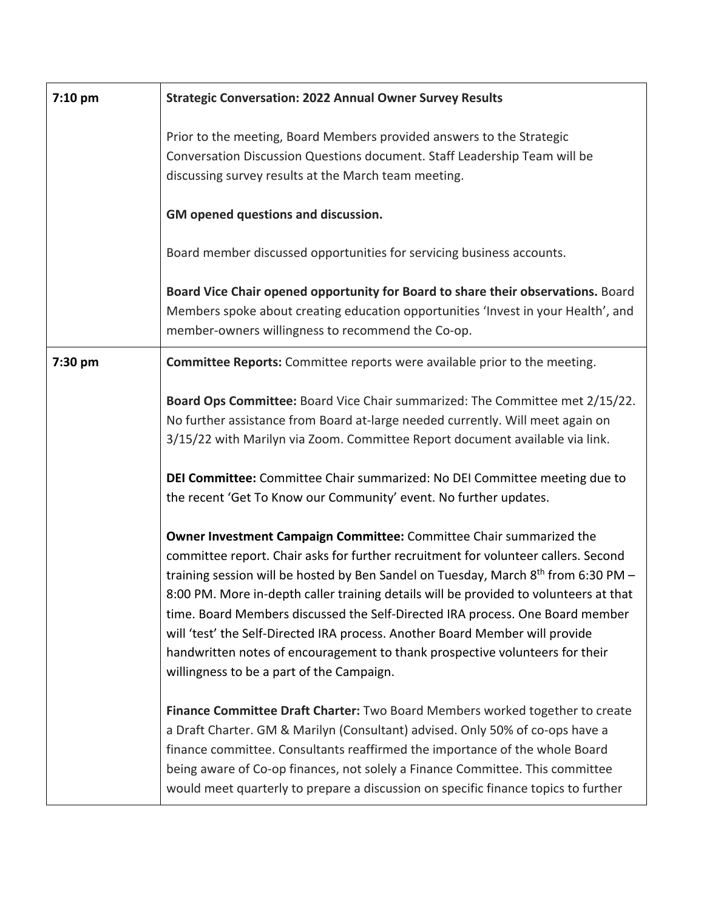| | |
|---|---|
| 7:10 pm | **Strategic Conversation: 2022 Annual Owner Survey Results**<br><br>Prior to the meeting, Board Members provided answers to the Strategic Conversation Discussion Questions document. Staff Leadership Team will be discussing survey results at the March team meeting.<br><br>**GM opened questions and discussion.**<br><br>Board member discussed opportunities for servicing business accounts.<br><br>**Board Vice Chair opened opportunity for Board to share their observations.** Board Members spoke about creating education opportunities 'Invest in your Health', and member-owners willingness to recommend the Co-op. |
| 7:30 pm | **Committee Reports:** Committee reports were available prior to the meeting.<br><br>**Board Ops Committee:** Board Vice Chair summarized: The Committee met 2/15/22. No further assistance from Board at-large needed currently. Will meet again on 3/15/22 with Marilyn via Zoom. Committee Report document available via link.<br><br>**DEI Committee:** Committee Chair summarized: No DEI Committee meeting due to the recent 'Get To Know our Community' event. No further updates.<br><br>**Owner Investment Campaign Committee:** Committee Chair summarized the committee report. Chair asks for further recruitment for volunteer callers. Second training session will be hosted by Ben Sandel on Tuesday, March 8th from 6:30 PM – 8:00 PM. More in-depth caller training details will be provided to volunteers at that time. Board Members discussed the Self-Directed IRA process. One Board member will 'test' the Self-Directed IRA process. Another Board Member will provide handwritten notes of encouragement to thank prospective volunteers for their willingness to be a part of the Campaign.<br><br>**Finance Committee Draft Charter:** Two Board Members worked together to create a Draft Charter. GM & Marilyn (Consultant) advised. Only 50% of co-ops have a finance committee. Consultants reaffirmed the importance of the whole Board being aware of Co-op finances, not solely a Finance Committee. This committee would meet quarterly to prepare a discussion on specific finance topics to further |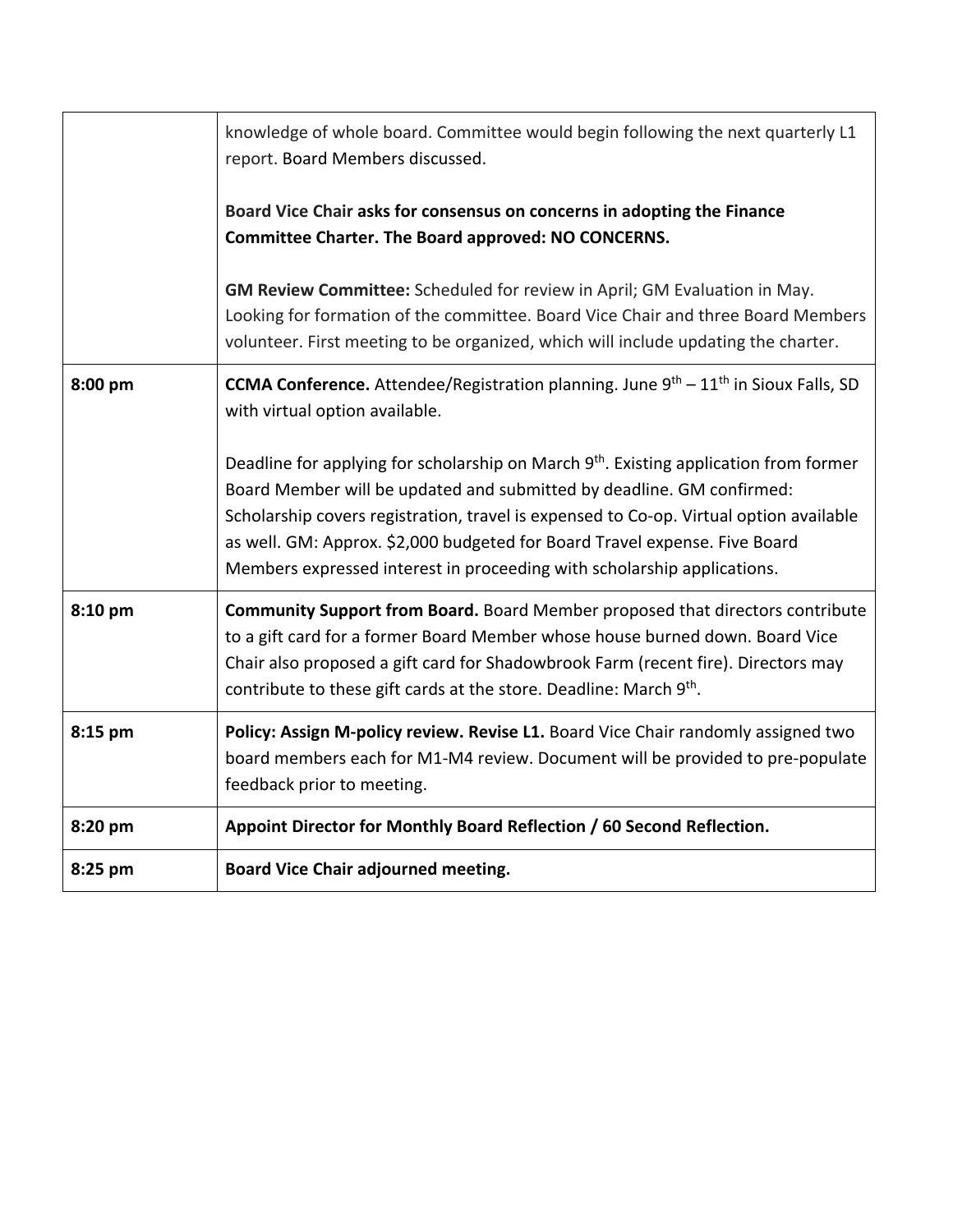| | |
|---|---|
| | knowledge of whole board. Committee would begin following the next quarterly L1 report. Board Members discussed.<br><br>**Board Vice Chair asks for consensus on concerns in adopting the Finance Committee Charter. The Board approved: NO CONCERNS.**<br><br>**GM Review Committee:** Scheduled for review in April; GM Evaluation in May. Looking for formation of the committee. Board Vice Chair and three Board Members volunteer. First meeting to be organized, which will include updating the charter. |
| **8:00 pm** | **CCMA Conference.** Attendee/Registration planning. June 9th – 11th in Sioux Falls, SD with virtual option available.<br><br>Deadline for applying for scholarship on March 9th. Existing application from former Board Member will be updated and submitted by deadline. GM confirmed: Scholarship covers registration, travel is expensed to Co-op. Virtual option available as well. GM: Approx. $2,000 budgeted for Board Travel expense. Five Board Members expressed interest in proceeding with scholarship applications. |
| **8:10 pm** | **Community Support from Board.** Board Member proposed that directors contribute to a gift card for a former Board Member whose house burned down. Board Vice Chair also proposed a gift card for Shadowbrook Farm (recent fire). Directors may contribute to these gift cards at the store. Deadline: March 9th. |
| **8:15 pm** | **Policy: Assign M-policy review. Revise L1.** Board Vice Chair randomly assigned two board members each for M1-M4 review. Document will be provided to pre-populate feedback prior to meeting. |
| **8:20 pm** | **Appoint Director for Monthly Board Reflection / 60 Second Reflection.** |
| **8:25 pm** | **Board Vice Chair adjourned meeting.** |